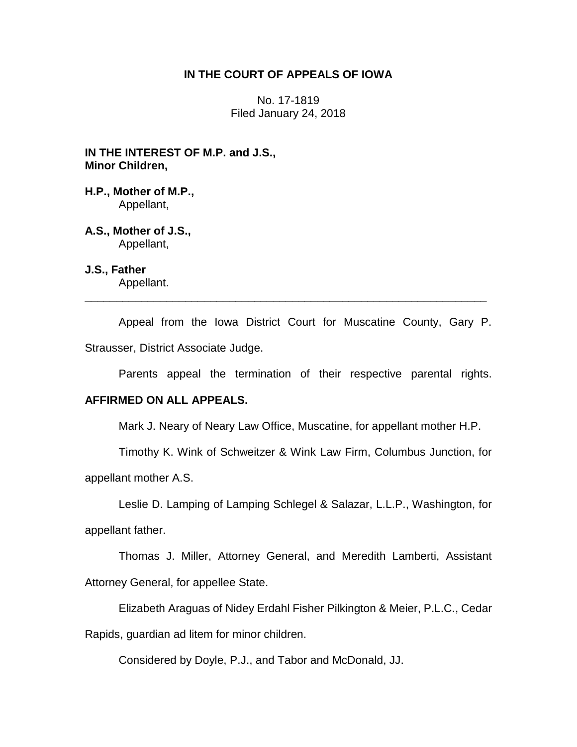**IN THE COURT OF APPEALS OF IOWA**

No. 17-1819
Filed January 24, 2018

**IN THE INTEREST OF M.P. and J.S., Minor Children,**

**H.P., Mother of M.P.,**
Appellant,

**A.S., Mother of J.S.,**
Appellant,

**J.S., Father**
Appellant.

---

Appeal from the Iowa District Court for Muscatine County, Gary P. Strausser, District Associate Judge.

Parents appeal the termination of their respective parental rights. **AFFIRMED ON ALL APPEALS.**

Mark J. Neary of Neary Law Office, Muscatine, for appellant mother H.P.

Timothy K. Wink of Schweitzer & Wink Law Firm, Columbus Junction, for appellant mother A.S.

Leslie D. Lamping of Lamping Schlegel & Salazar, L.L.P., Washington, for appellant father.

Thomas J. Miller, Attorney General, and Meredith Lamberti, Assistant Attorney General, for appellee State.

Elizabeth Araguas of Nidey Erdahl Fisher Pilkington & Meier, P.L.C., Cedar Rapids, guardian ad litem for minor children.

Considered by Doyle, P.J., and Tabor and McDonald, JJ.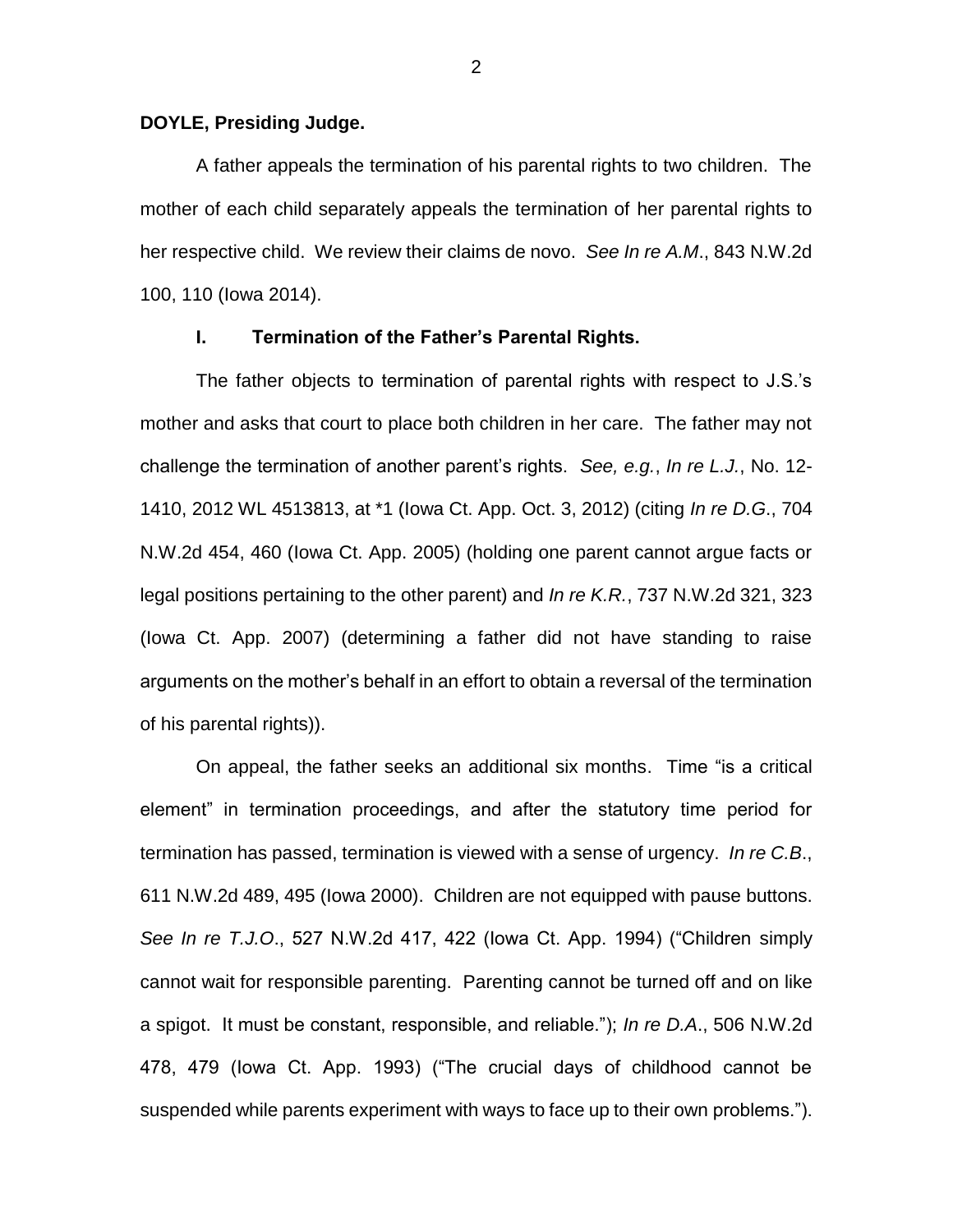**DOYLE, Presiding Judge.**

A father appeals the termination of his parental rights to two children. The mother of each child separately appeals the termination of her parental rights to her respective child. We review their claims de novo. *See In re A.M*., 843 N.W.2d 100, 110 (Iowa 2014).

## I. Termination of the Father's Parental Rights.

The father objects to termination of parental rights with respect to J.S.'s mother and asks that court to place both children in her care. The father may not challenge the termination of another parent's rights. *See, e.g.*, *In re L.J.*, No. 12-1410, 2012 WL 4513813, at *1 (Iowa Ct. App. Oct. 3, 2012) (citing *In re D.G*., 704 N.W.2d 454, 460 (Iowa Ct. App. 2005) (holding one parent cannot argue facts or legal positions pertaining to the other parent) and *In re K.R.*, 737 N.W.2d 321, 323 (Iowa Ct. App. 2007) (determining a father did not have standing to raise arguments on the mother's behalf in an effort to obtain a reversal of the termination of his parental rights)).

On appeal, the father seeks an additional six months. Time "is a critical element" in termination proceedings, and after the statutory time period for termination has passed, termination is viewed with a sense of urgency. *In re C.B*., 611 N.W.2d 489, 495 (Iowa 2000). Children are not equipped with pause buttons. *See In re T.J.O*., 527 N.W.2d 417, 422 (Iowa Ct. App. 1994) ("Children simply cannot wait for responsible parenting. Parenting cannot be turned off and on like a spigot. It must be constant, responsible, and reliable."); *In re D.A*., 506 N.W.2d 478, 479 (Iowa Ct. App. 1993) ("The crucial days of childhood cannot be suspended while parents experiment with ways to face up to their own problems.").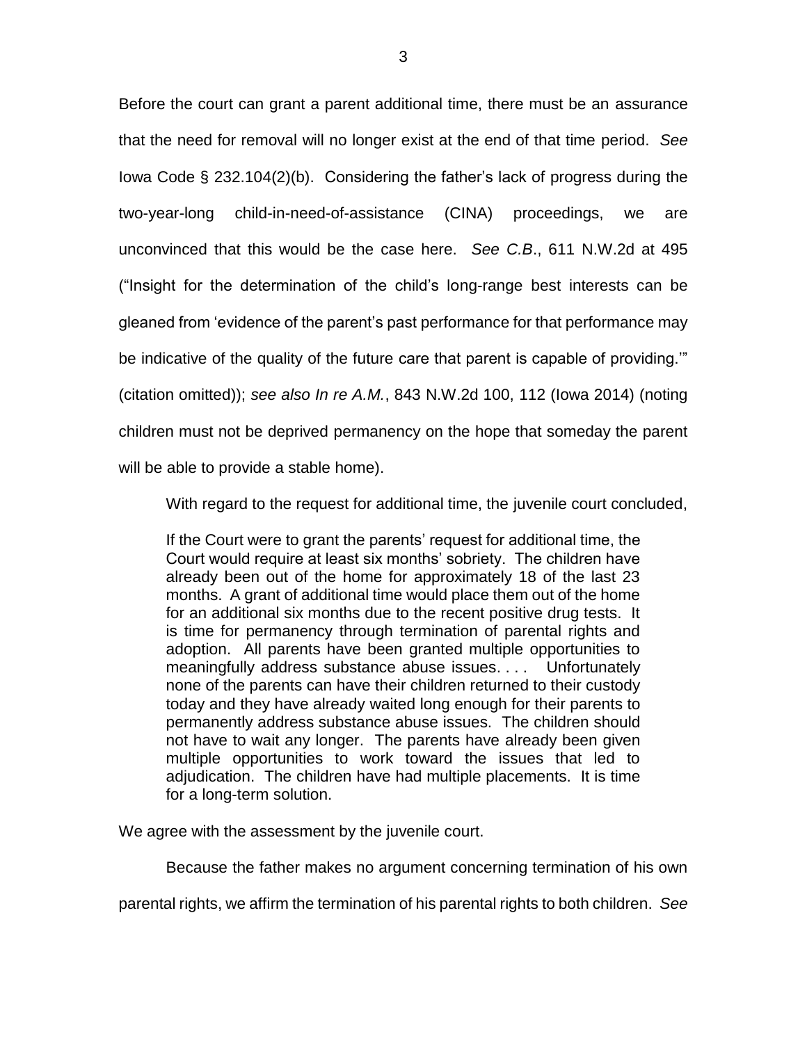Before the court can grant a parent additional time, there must be an assurance that the need for removal will no longer exist at the end of that time period. *See* Iowa Code § 232.104(2)(b). Considering the father's lack of progress during the two-year-long child-in-need-of-assistance (CINA) proceedings, we are unconvinced that this would be the case here. *See C.B*., 611 N.W.2d at 495 ("Insight for the determination of the child's long-range best interests can be gleaned from 'evidence of the parent's past performance for that performance may be indicative of the quality of the future care that parent is capable of providing.'" (citation omitted)); *see also In re A.M.*, 843 N.W.2d 100, 112 (Iowa 2014) (noting children must not be deprived permanency on the hope that someday the parent will be able to provide a stable home).

With regard to the request for additional time, the juvenile court concluded,

> If the Court were to grant the parents' request for additional time, the Court would require at least six months' sobriety. The children have already been out of the home for approximately 18 of the last 23 months. A grant of additional time would place them out of the home for an additional six months due to the recent positive drug tests. It is time for permanency through termination of parental rights and adoption. All parents have been granted multiple opportunities to meaningfully address substance abuse issues. . . . Unfortunately none of the parents can have their children returned to their custody today and they have already waited long enough for their parents to permanently address substance abuse issues. The children should not have to wait any longer. The parents have already been given multiple opportunities to work toward the issues that led to adjudication. The children have had multiple placements. It is time for a long-term solution.

We agree with the assessment by the juvenile court.

Because the father makes no argument concerning termination of his own parental rights, we affirm the termination of his parental rights to both children. *See*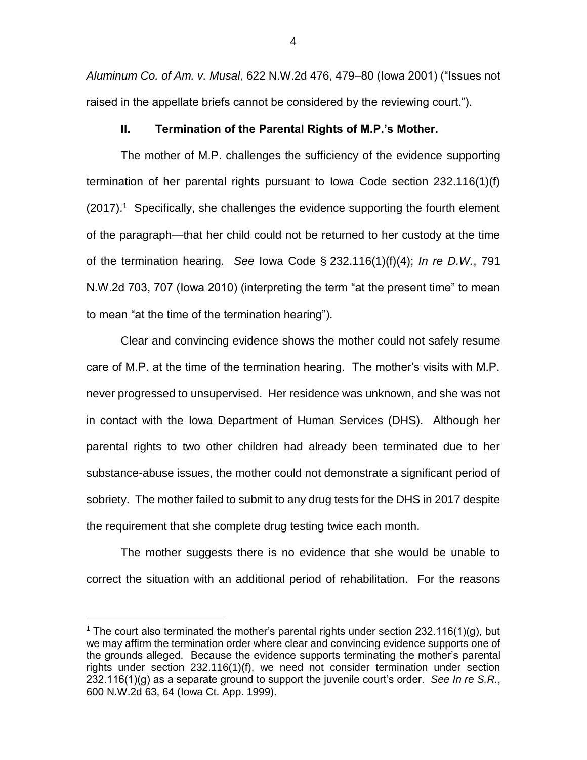*Aluminum Co. of Am. v. Musal*, 622 N.W.2d 476, 479–80 (Iowa 2001) ("Issues not raised in the appellate briefs cannot be considered by the reviewing court.").

## II. Termination of the Parental Rights of M.P.'s Mother.

The mother of M.P. challenges the sufficiency of the evidence supporting termination of her parental rights pursuant to Iowa Code section 232.116(1)(f) (2017).[1] Specifically, she challenges the evidence supporting the fourth element of the paragraph—that her child could not be returned to her custody at the time of the termination hearing. *See* Iowa Code § 232.116(1)(f)(4); *In re D.W.*, 791 N.W.2d 703, 707 (Iowa 2010) (interpreting the term "at the present time" to mean to mean "at the time of the termination hearing").

Clear and convincing evidence shows the mother could not safely resume care of M.P. at the time of the termination hearing. The mother's visits with M.P. never progressed to unsupervised. Her residence was unknown, and she was not in contact with the Iowa Department of Human Services (DHS). Although her parental rights to two other children had already been terminated due to her substance-abuse issues, the mother could not demonstrate a significant period of sobriety. The mother failed to submit to any drug tests for the DHS in 2017 despite the requirement that she complete drug testing twice each month.

The mother suggests there is no evidence that she would be unable to correct the situation with an additional period of rehabilitation. For the reasons

---

[1] The court also terminated the mother's parental rights under section 232.116(1)(g), but we may affirm the termination order where clear and convincing evidence supports one of the grounds alleged. Because the evidence supports terminating the mother's parental rights under section 232.116(1)(f), we need not consider termination under section 232.116(1)(g) as a separate ground to support the juvenile court's order. *See In re S.R.*, 600 N.W.2d 63, 64 (Iowa Ct. App. 1999).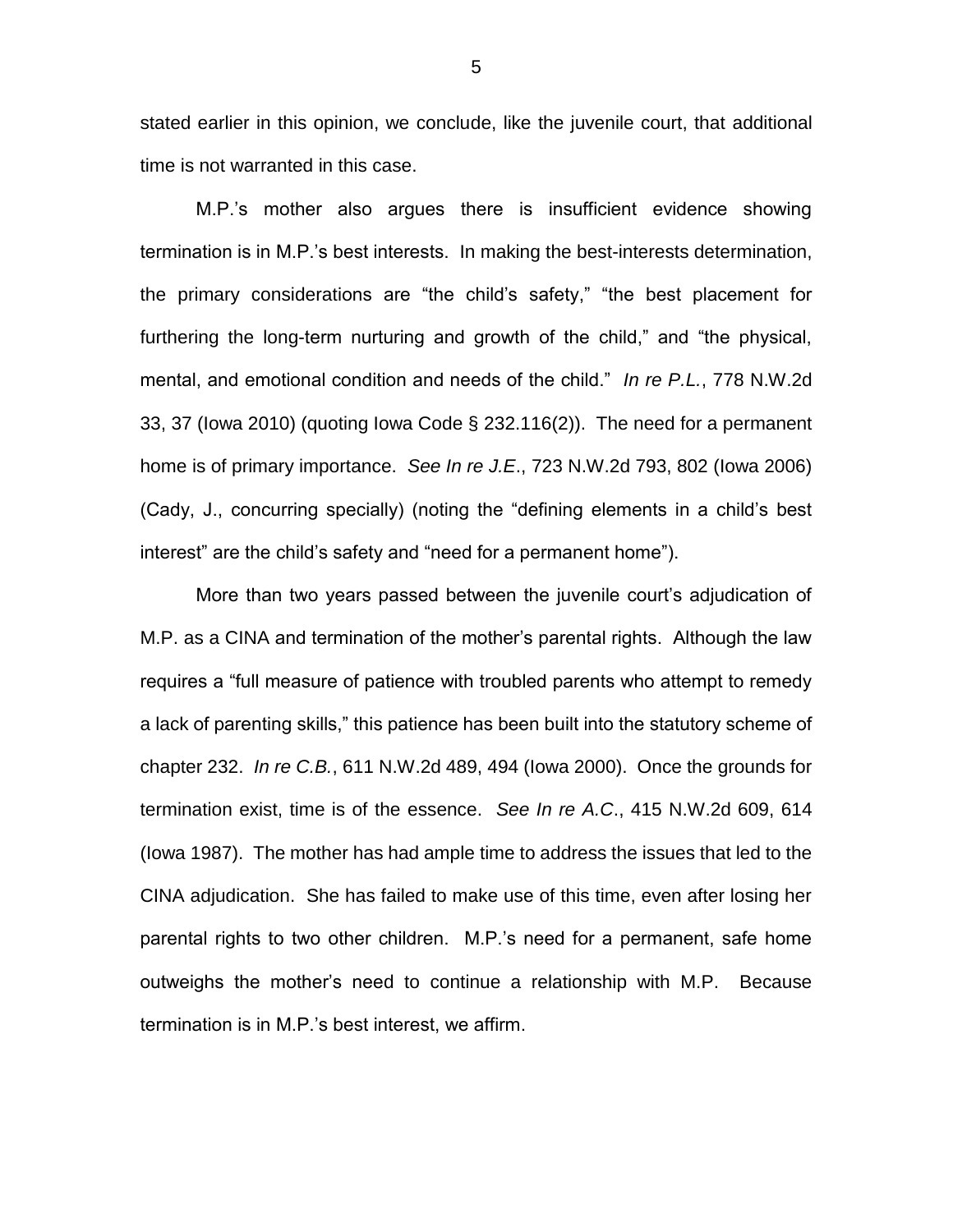stated earlier in this opinion, we conclude, like the juvenile court, that additional time is not warranted in this case.

M.P.'s mother also argues there is insufficient evidence showing termination is in M.P.'s best interests. In making the best-interests determination, the primary considerations are "the child's safety," "the best placement for furthering the long-term nurturing and growth of the child," and "the physical, mental, and emotional condition and needs of the child." *In re P.L.*, 778 N.W.2d 33, 37 (Iowa 2010) (quoting Iowa Code § 232.116(2)). The need for a permanent home is of primary importance. *See In re J.E.*, 723 N.W.2d 793, 802 (Iowa 2006) (Cady, J., concurring specially) (noting the "defining elements in a child's best interest" are the child's safety and "need for a permanent home").

More than two years passed between the juvenile court's adjudication of M.P. as a CINA and termination of the mother's parental rights. Although the law requires a "full measure of patience with troubled parents who attempt to remedy a lack of parenting skills," this patience has been built into the statutory scheme of chapter 232. *In re C.B.*, 611 N.W.2d 489, 494 (Iowa 2000). Once the grounds for termination exist, time is of the essence. *See In re A.C.*, 415 N.W.2d 609, 614 (Iowa 1987). The mother has had ample time to address the issues that led to the CINA adjudication. She has failed to make use of this time, even after losing her parental rights to two other children. M.P.'s need for a permanent, safe home outweighs the mother's need to continue a relationship with M.P. Because termination is in M.P.'s best interest, we affirm.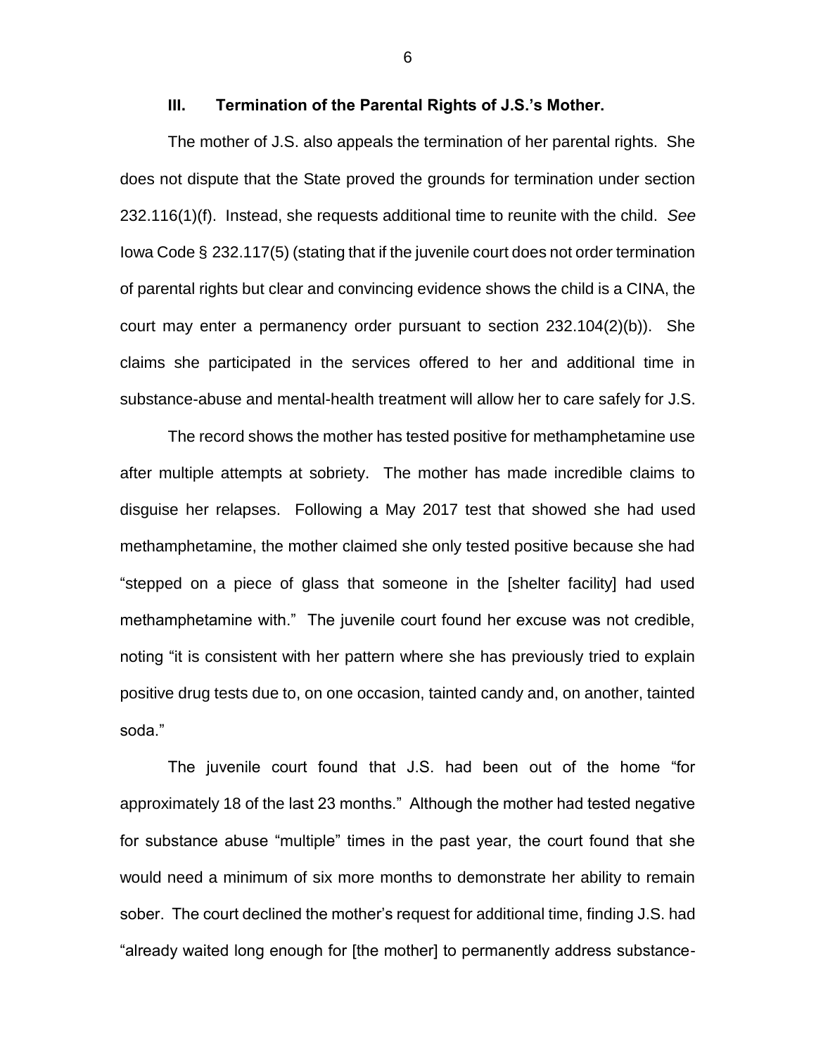### III. Termination of the Parental Rights of J.S.'s Mother.

The mother of J.S. also appeals the termination of her parental rights. She does not dispute that the State proved the grounds for termination under section 232.116(1)(f). Instead, she requests additional time to reunite with the child. *See* Iowa Code § 232.117(5) (stating that if the juvenile court does not order termination of parental rights but clear and convincing evidence shows the child is a CINA, the court may enter a permanency order pursuant to section 232.104(2)(b)). She claims she participated in the services offered to her and additional time in substance-abuse and mental-health treatment will allow her to care safely for J.S.

The record shows the mother has tested positive for methamphetamine use after multiple attempts at sobriety. The mother has made incredible claims to disguise her relapses. Following a May 2017 test that showed she had used methamphetamine, the mother claimed she only tested positive because she had "stepped on a piece of glass that someone in the [shelter facility] had used methamphetamine with." The juvenile court found her excuse was not credible, noting "it is consistent with her pattern where she has previously tried to explain positive drug tests due to, on one occasion, tainted candy and, on another, tainted soda."

The juvenile court found that J.S. had been out of the home "for approximately 18 of the last 23 months." Although the mother had tested negative for substance abuse "multiple" times in the past year, the court found that she would need a minimum of six more months to demonstrate her ability to remain sober. The court declined the mother's request for additional time, finding J.S. had "already waited long enough for [the mother] to permanently address substance-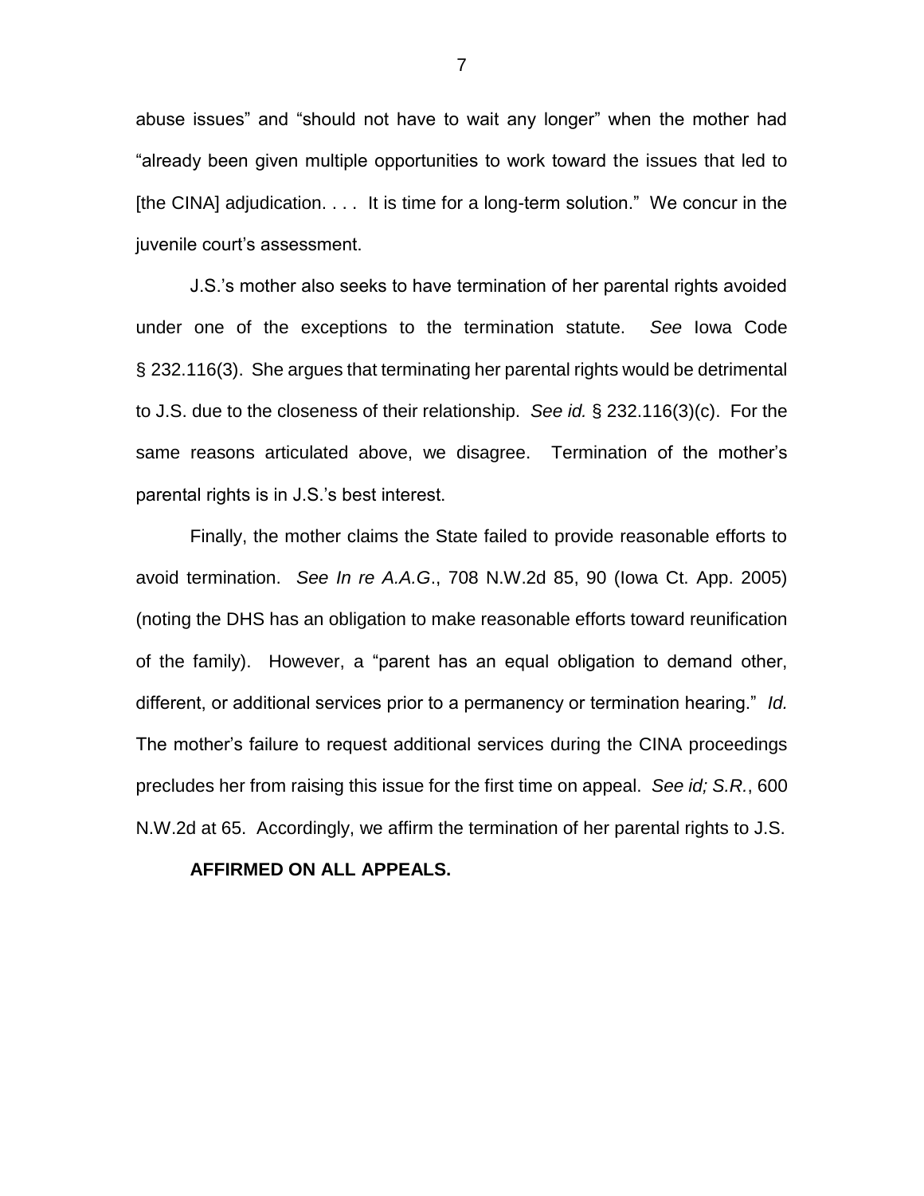abuse issues" and "should not have to wait any longer" when the mother had "already been given multiple opportunities to work toward the issues that led to [the CINA] adjudication. . . . It is time for a long-term solution." We concur in the juvenile court's assessment.

J.S.'s mother also seeks to have termination of her parental rights avoided under one of the exceptions to the termination statute. *See* Iowa Code § 232.116(3). She argues that terminating her parental rights would be detrimental to J.S. due to the closeness of their relationship. *See id.* § 232.116(3)(c). For the same reasons articulated above, we disagree. Termination of the mother's parental rights is in J.S.'s best interest.

Finally, the mother claims the State failed to provide reasonable efforts to avoid termination. *See In re A.A.G.*, 708 N.W.2d 85, 90 (Iowa Ct. App. 2005) (noting the DHS has an obligation to make reasonable efforts toward reunification of the family). However, a "parent has an equal obligation to demand other, different, or additional services prior to a permanency or termination hearing." *Id.* The mother's failure to request additional services during the CINA proceedings precludes her from raising this issue for the first time on appeal. *See id; S.R.*, 600 N.W.2d at 65. Accordingly, we affirm the termination of her parental rights to J.S.

**AFFIRMED ON ALL APPEALS.**